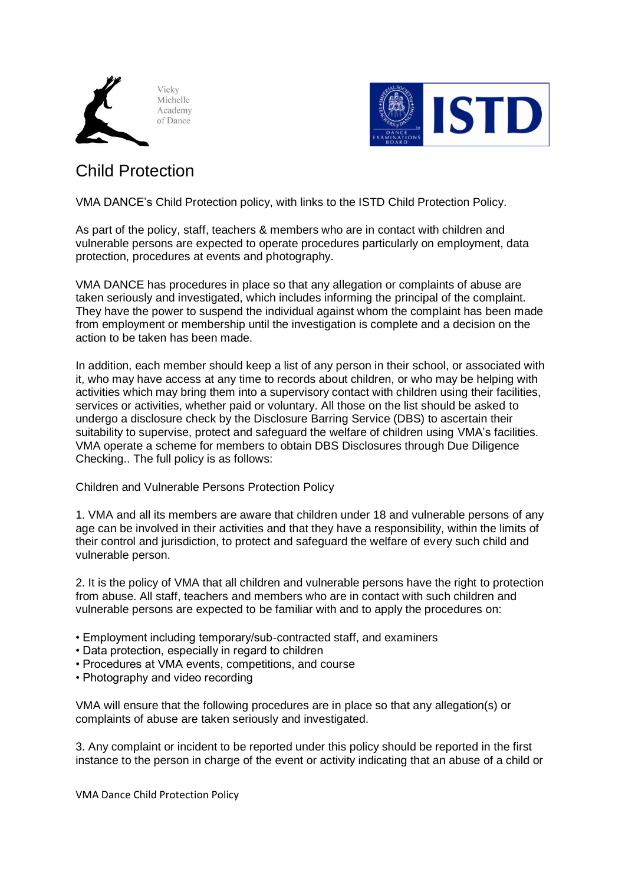Vicky Michelle Academy of Dance

# Child Protection

VMA DANCE's Child Protection policy, with links to the ISTD Child Protection Policy.

As part of the policy, staff, teachers & members who are in contact with children and vulnerable persons are expected to operate procedures particularly on employment, data protection, procedures at events and photography.

VMA DANCE has procedures in place so that any allegation or complaints of abuse are taken seriously and investigated, which includes informing the principal of the complaint. They have the power to suspend the individual against whom the complaint has been made from employment or membership until the investigation is complete and a decision on the action to be taken has been made.

In addition, each member should keep a list of any person in their school, or associated with it, who may have access at any time to records about children, or who may be helping with activities which may bring them into a supervisory contact with children using their facilities, services or activities, whether paid or voluntary. All those on the list should be asked to undergo a disclosure check by the Disclosure Barring Service (DBS) to ascertain their suitability to supervise, protect and safeguard the welfare of children using VMA's facilities. VMA operate a scheme for members to obtain DBS Disclosures through Due Diligence Checking.. The full policy is as follows:

Children and Vulnerable Persons Protection Policy

1. VMA and all its members are aware that children under 18 and vulnerable persons of any age can be involved in their activities and that they have a responsibility, within the limits of their control and jurisdiction, to protect and safeguard the welfare of every such child and vulnerable person.

2. It is the policy of VMA that all children and vulnerable persons have the right to protection from abuse. All staff, teachers and members who are in contact with such children and vulnerable persons are expected to be familiar with and to apply the procedures on:

- Employment including temporary/sub-contracted staff, and examiners
- Data protection, especially in regard to children
- Procedures at VMA events, competitions, and course
- Photography and video recording

VMA will ensure that the following procedures are in place so that any allegation(s) or complaints of abuse are taken seriously and investigated.

3. Any complaint or incident to be reported under this policy should be reported in the first instance to the person in charge of the event or activity indicating that an abuse of a child or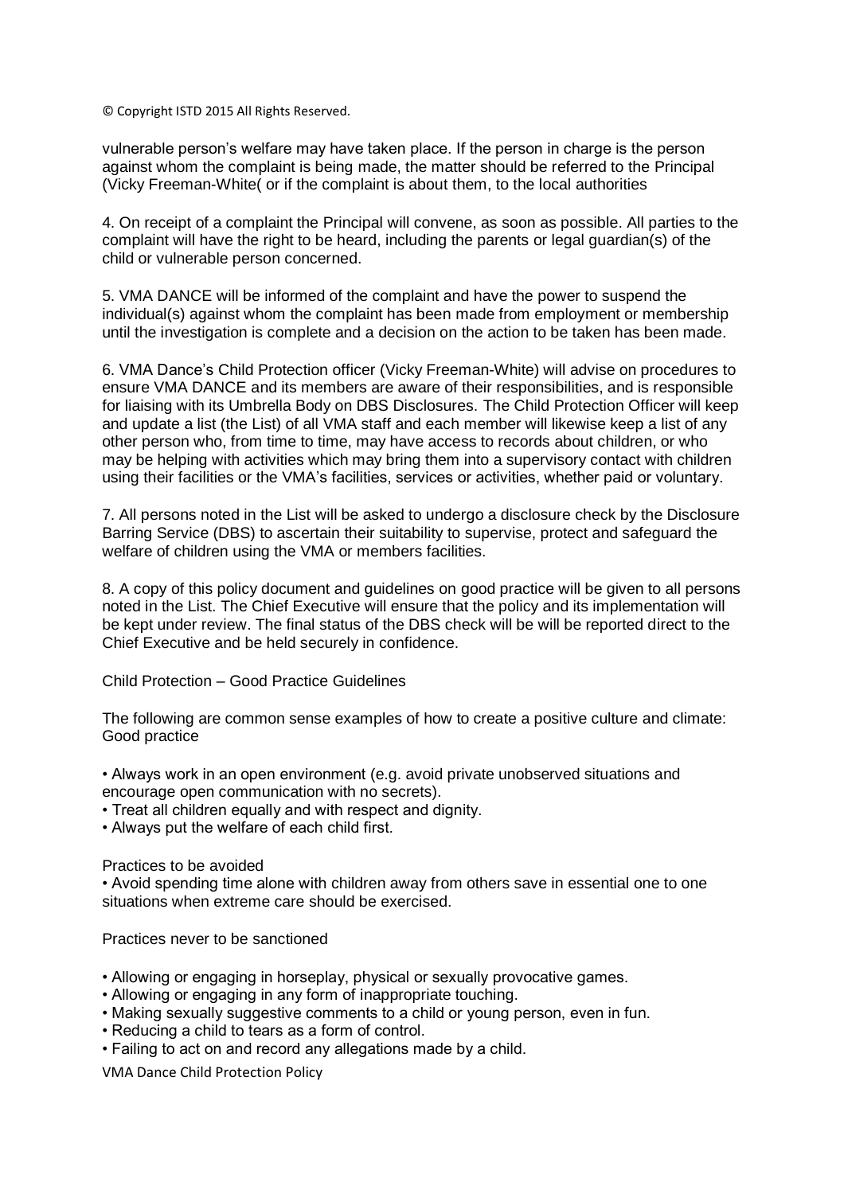vulnerable person's welfare may have taken place. If the person in charge is the person against whom the complaint is being made, the matter should be referred to the Principal (Vicky Freeman-White( or if the complaint is about them, to the local authorities

4. On receipt of a complaint the Principal will convene, as soon as possible. All parties to the complaint will have the right to be heard, including the parents or legal guardian(s) of the child or vulnerable person concerned.

5. VMA DANCE will be informed of the complaint and have the power to suspend the individual(s) against whom the complaint has been made from employment or membership until the investigation is complete and a decision on the action to be taken has been made.

6. VMA Dance's Child Protection officer (Vicky Freeman-White) will advise on procedures to ensure VMA DANCE and its members are aware of their responsibilities, and is responsible for liaising with its Umbrella Body on DBS Disclosures. The Child Protection Officer will keep and update a list (the List) of all VMA staff and each member will likewise keep a list of any other person who, from time to time, may have access to records about children, or who may be helping with activities which may bring them into a supervisory contact with children using their facilities or the VMA's facilities, services or activities, whether paid or voluntary.

7. All persons noted in the List will be asked to undergo a disclosure check by the Disclosure Barring Service (DBS) to ascertain their suitability to supervise, protect and safeguard the welfare of children using the VMA or members facilities.

8. A copy of this policy document and guidelines on good practice will be given to all persons noted in the List. The Chief Executive will ensure that the policy and its implementation will be kept under review. The final status of the DBS check will be will be reported direct to the Chief Executive and be held securely in confidence.

Child Protection – Good Practice Guidelines

The following are common sense examples of how to create a positive culture and climate: Good practice

- Always work in an open environment (e.g. avoid private unobserved situations and encourage open communication with no secrets).
- Treat all children equally and with respect and dignity.
- Always put the welfare of each child first.

Practices to be avoided

- Avoid spending time alone with children away from others save in essential one to one situations when extreme care should be exercised.

Practices never to be sanctioned

- Allowing or engaging in horseplay, physical or sexually provocative games.
- Allowing or engaging in any form of inappropriate touching.
- Making sexually suggestive comments to a child or young person, even in fun.
- Reducing a child to tears as a form of control.
- Failing to act on and record any allegations made by a child.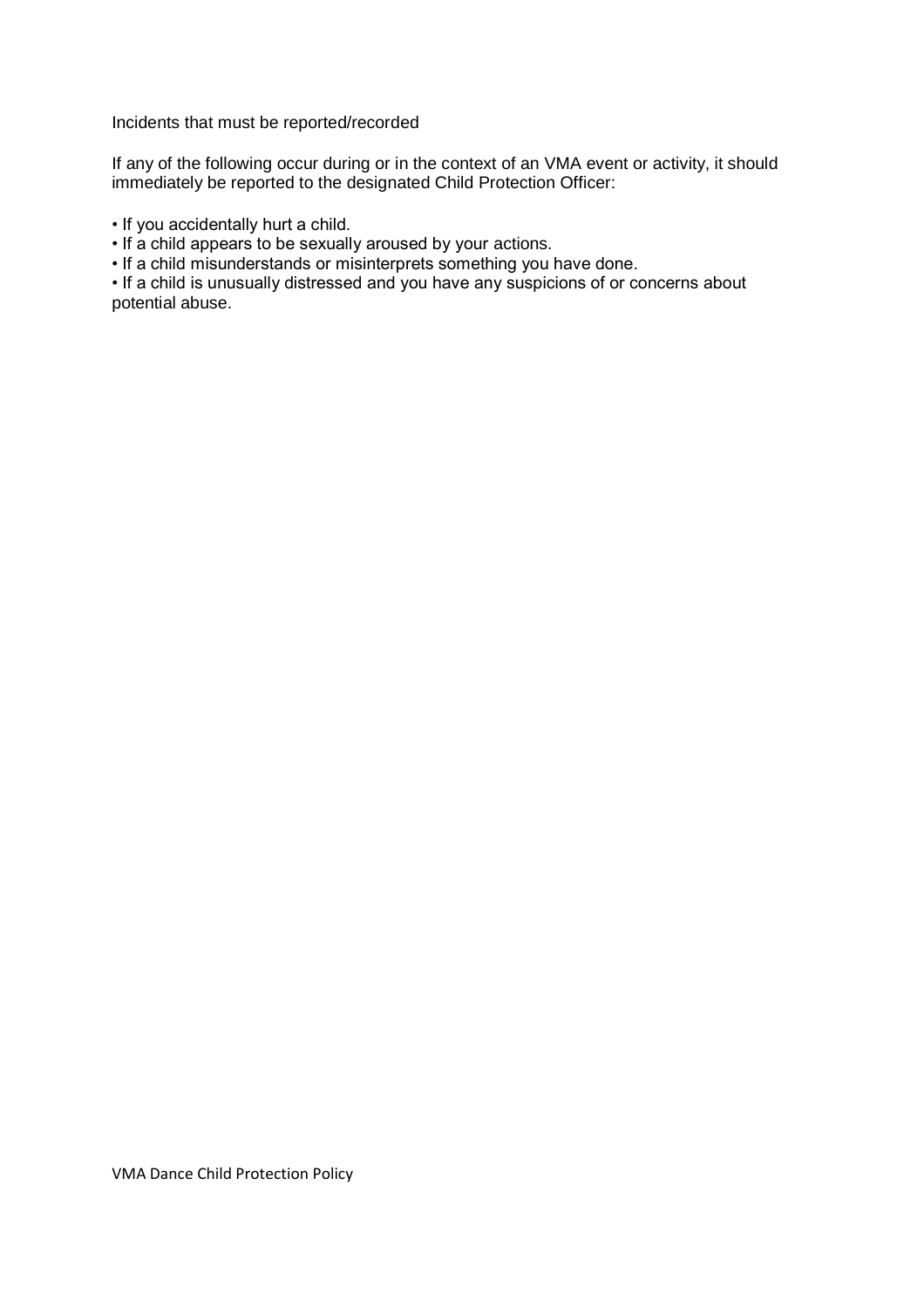Incidents that must be reported/recorded

If any of the following occur during or in the context of an VMA event or activity, it should immediately be reported to the designated Child Protection Officer:

- If you accidentally hurt a child.
- If a child appears to be sexually aroused by your actions.
- If a child misunderstands or misinterprets something you have done.
- If a child is unusually distressed and you have any suspicions of or concerns about potential abuse.